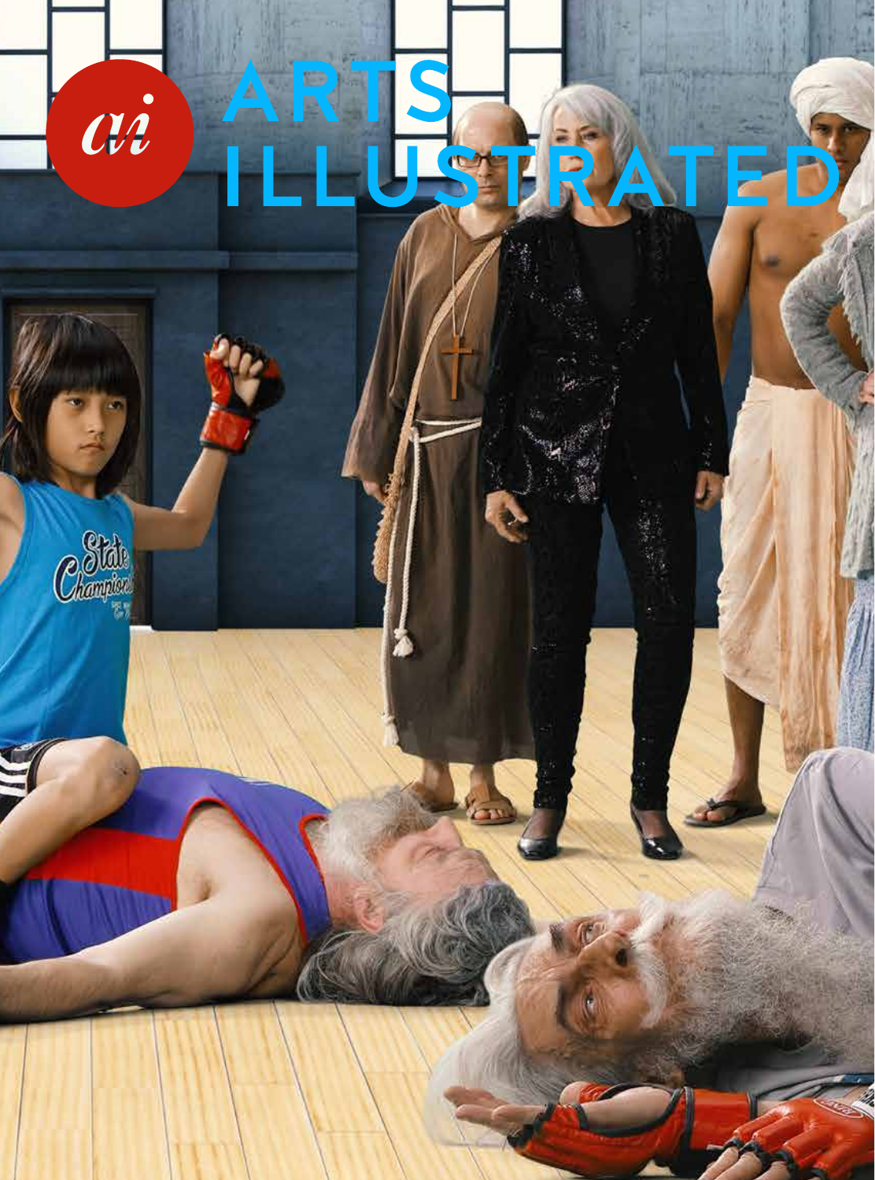# ARTS ILLUSTRATED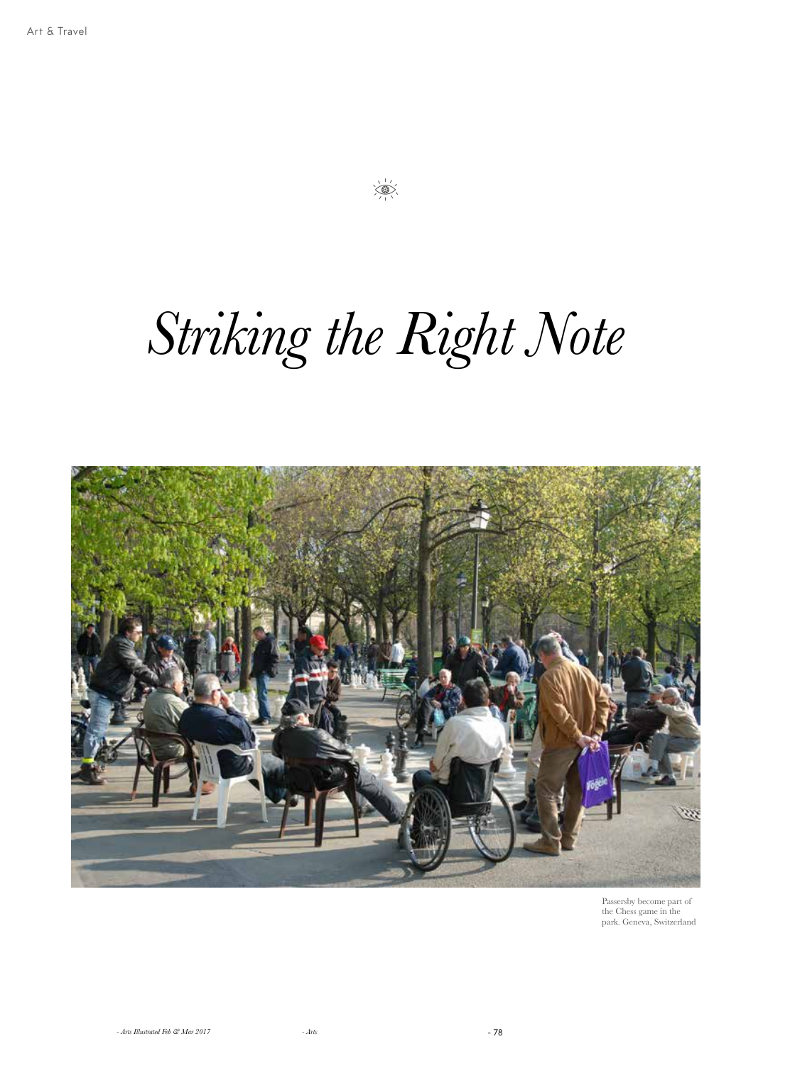# *Striking the Right Note*

Passersby become part of the Chess game in the park. Geneva, Switzerland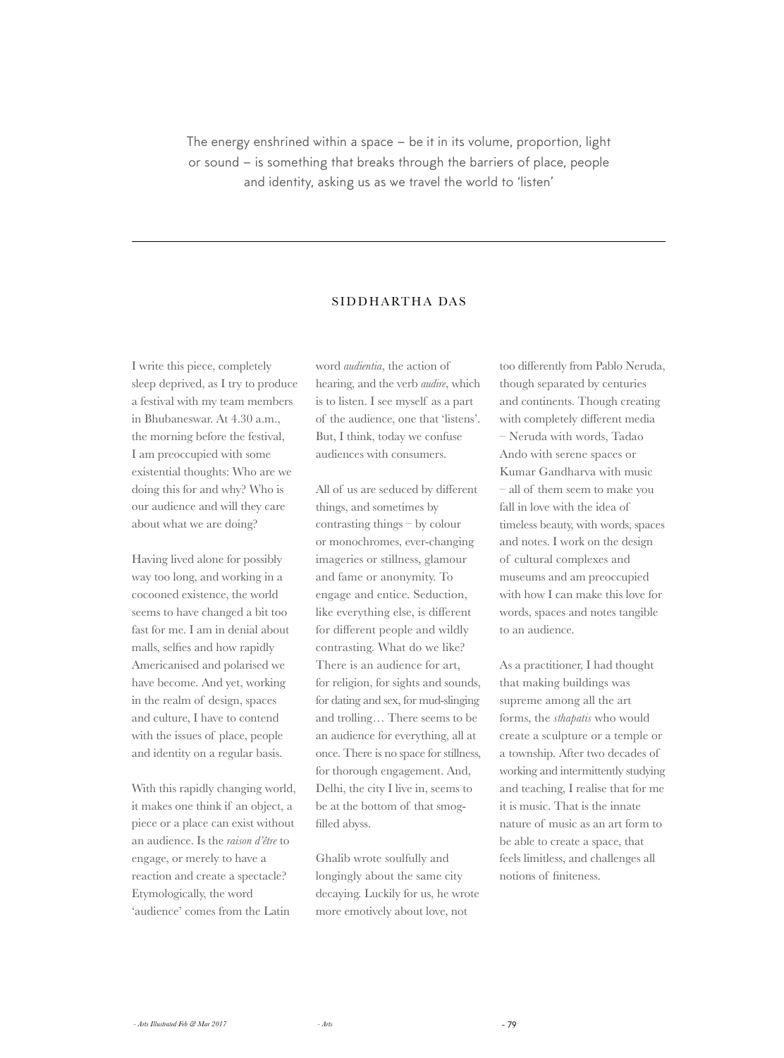The energy enshrined within a space – be it in its volume, proportion, light or sound – is something that breaks through the barriers of place, people and identity, asking us as we travel the world to 'listen'

---

SIDDHARTHA DAS

I write this piece, completely sleep deprived, as I try to produce a festival with my team members in Bhubaneswar. At 4.30 a.m., the morning before the festival, I am preoccupied with some existential thoughts: Who are we doing this for and why? Who is our audience and will they care about what we are doing?

Having lived alone for possibly way too long, and working in a cocooned existence, the world seems to have changed a bit too fast for me. I am in denial about malls, selfies and how rapidly Americanised and polarised we have become. And yet, working in the realm of design, spaces and culture, I have to contend with the issues of place, people and identity on a regular basis.

With this rapidly changing world, it makes one think if an object, a piece or a place can exist without an audience. Is the *raison d'être* to engage, or merely to have a reaction and create a spectacle? Etymologically, the word 'audience' comes from the Latin word *audientia*, the action of hearing, and the verb *audire*, which is to listen. I see myself as a part of the audience, one that 'listens'. But, I think, today we confuse audiences with consumers.

All of us are seduced by different things, and sometimes by contrasting things – by colour or monochromes, ever-changing imageries or stillness, glamour and fame or anonymity. To engage and entice. Seduction, like everything else, is different for different people and wildly contrasting. What do we like? There is an audience for art, for religion, for sights and sounds, for dating and sex, for mud-slinging and trolling… There seems to be an audience for everything, all at once. There is no space for stillness, for thorough engagement. And, Delhi, the city I live in, seems to be at the bottom of that smog-filled abyss.

Ghalib wrote soulfully and longingly about the same city decaying. Luckily for us, he wrote more emotively about love, not too differently from Pablo Neruda, though separated by centuries and continents. Though creating with completely different media – Neruda with words, Tadao Ando with serene spaces or Kumar Gandharva with music – all of them seem to make you fall in love with the idea of timeless beauty, with words, spaces and notes. I work on the design of cultural complexes and museums and am preoccupied with how I can make this love for words, spaces and notes tangible to an audience.

As a practitioner, I had thought that making buildings was supreme among all the art forms, the *sthapatis* who would create a sculpture or a temple or a township. After two decades of working and intermittently studying and teaching, I realise that for me it is music. That is the innate nature of music as an art form to be able to create a space, that feels limitless, and challenges all notions of finiteness.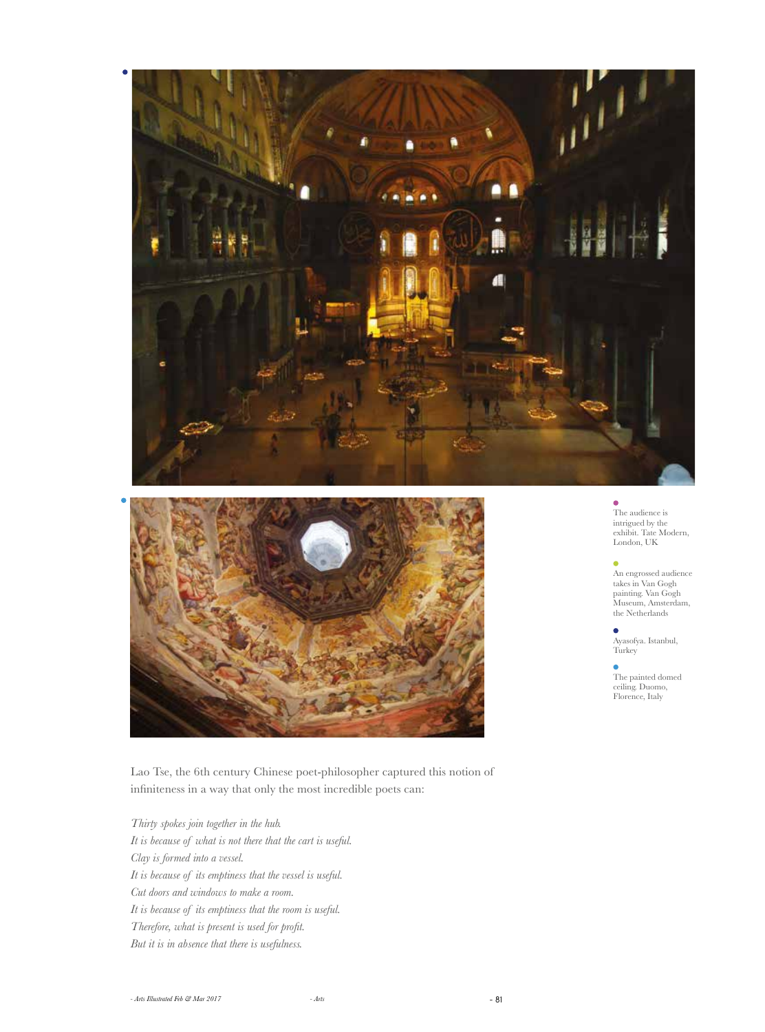The audience is intrigued by the exhibit. Tate Modern, London, UK

An engrossed audience takes in Van Gogh painting. Van Gogh Museum, Amsterdam, the Netherlands

Ayasofya. Istanbul, Turkey

The painted domed ceiling. Duomo, Florence, Italy

Lao Tse, the 6th century Chinese poet-philosopher captured this notion of infiniteness in a way that only the most incredible poets can:

*Thirty spokes join together in the hub.*
*It is because of what is not there that the cart is useful.*
*Clay is formed into a vessel.*
*It is because of its emptiness that the vessel is useful.*
*Cut doors and windows to make a room.*
*It is because of its emptiness that the room is useful.*
*Therefore, what is present is used for profit.*
*But it is in absence that there is usefulness.*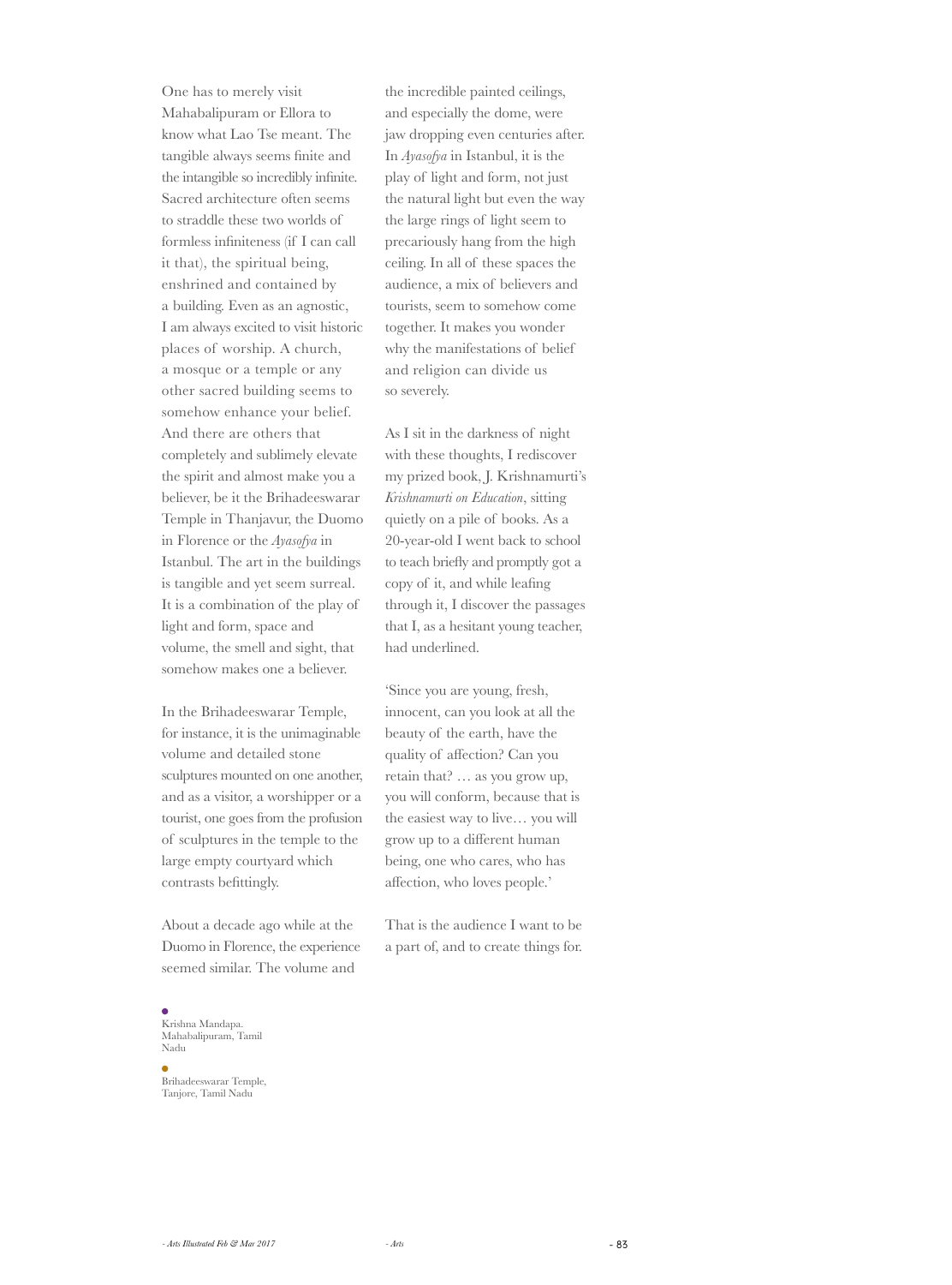One has to merely visit Mahabalipuram or Ellora to know what Lao Tse meant. The tangible always seems finite and the intangible so incredibly infinite. Sacred architecture often seems to straddle these two worlds of formless infiniteness (if I can call it that), the spiritual being, enshrined and contained by a building. Even as an agnostic, I am always excited to visit historic places of worship. A church, a mosque or a temple or any other sacred building seems to somehow enhance your belief. And there are others that completely and sublimely elevate the spirit and almost make you a believer, be it the Brihadeeswarar Temple in Thanjavur, the Duomo in Florence or the *Ayasofya* in Istanbul. The art in the buildings is tangible and yet seem surreal. It is a combination of the play of light and form, space and volume, the smell and sight, that somehow makes one a believer.

In the Brihadeeswarar Temple, for instance, it is the unimaginable volume and detailed stone sculptures mounted on one another, and as a visitor, a worshipper or a tourist, one goes from the profusion of sculptures in the temple to the large empty courtyard which contrasts befittingly.

About a decade ago while at the Duomo in Florence, the experience seemed similar. The volume and the incredible painted ceilings, and especially the dome, were jaw dropping even centuries after. In *Ayasofya* in Istanbul, it is the play of light and form, not just the natural light but even the way the large rings of light seem to precariously hang from the high ceiling. In all of these spaces the audience, a mix of believers and tourists, seem to somehow come together. It makes you wonder why the manifestations of belief and religion can divide us so severely.

As I sit in the darkness of night with these thoughts, I rediscover my prized book, J. Krishnamurti's *Krishnamurti on Education*, sitting quietly on a pile of books. As a 20-year-old I went back to school to teach briefly and promptly got a copy of it, and while leafing through it, I discover the passages that I, as a hesitant young teacher, had underlined.

'Since you are young, fresh, innocent, can you look at all the beauty of the earth, have the quality of affection? Can you retain that? … as you grow up, you will conform, because that is the easiest way to live… you will grow up to a different human being, one who cares, who has affection, who loves people.'

That is the audience I want to be a part of, and to create things for.

Krishna Mandapa. Mahabalipuram, Tamil Nadu

Brihadeeswarar Temple, Tanjore, Tamil Nadu